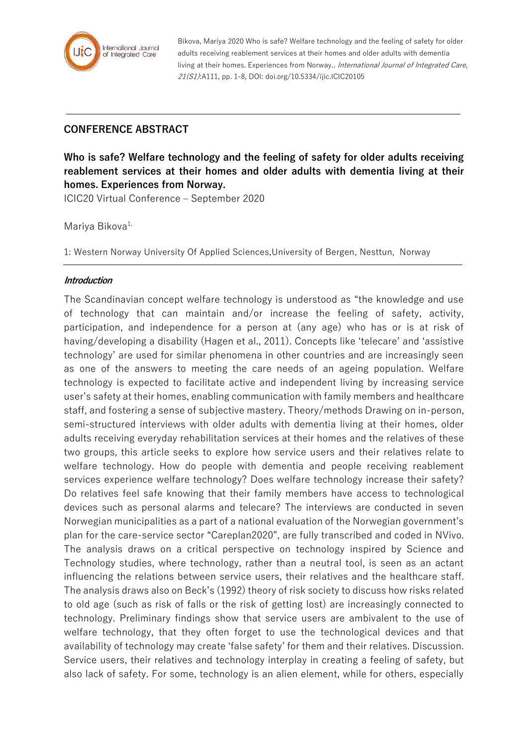## CONFERENCE ABSTRACT

# Who is safe? Welfare technology and the feeling of safety for older adults receiving reablement services at their homes and older adults with dementia living at their homes. Experiences from Norway.

ICIC20 Virtual Conference – September 2020

Mariya Bikova[1,]

1: Western Norway University Of Applied Sciences,University of Bergen, Nesttun, Norway

### *Introduction*

The Scandinavian concept welfare technology is understood as "the knowledge and use of technology that can maintain and/or increase the feeling of safety, activity, participation, and independence for a person at (any age) who has or is at risk of having/developing a disability (Hagen et al., 2011). Concepts like 'telecare' and 'assistive technology' are used for similar phenomena in other countries and are increasingly seen as one of the answers to meeting the care needs of an ageing population. Welfare technology is expected to facilitate active and independent living by increasing service user's safety at their homes, enabling communication with family members and healthcare staff, and fostering a sense of subjective mastery. Theory/methods Drawing on in-person, semi-structured interviews with older adults with dementia living at their homes, older adults receiving everyday rehabilitation services at their homes and the relatives of these two groups, this article seeks to explore how service users and their relatives relate to welfare technology. How do people with dementia and people receiving reablement services experience welfare technology? Does welfare technology increase their safety? Do relatives feel safe knowing that their family members have access to technological devices such as personal alarms and telecare? The interviews are conducted in seven Norwegian municipalities as a part of a national evaluation of the Norwegian government's plan for the care-service sector "Careplan2020", are fully transcribed and coded in NVivo. The analysis draws on a critical perspective on technology inspired by Science and Technology studies, where technology, rather than a neutral tool, is seen as an actant influencing the relations between service users, their relatives and the healthcare staff. The analysis draws also on Beck's (1992) theory of risk society to discuss how risks related to old age (such as risk of falls or the risk of getting lost) are increasingly connected to technology. Preliminary findings show that service users are ambivalent to the use of welfare technology, that they often forget to use the technological devices and that availability of technology may create 'false safety' for them and their relatives. Discussion. Service users, their relatives and technology interplay in creating a feeling of safety, but also lack of safety. For some, technology is an alien element, while for others, especially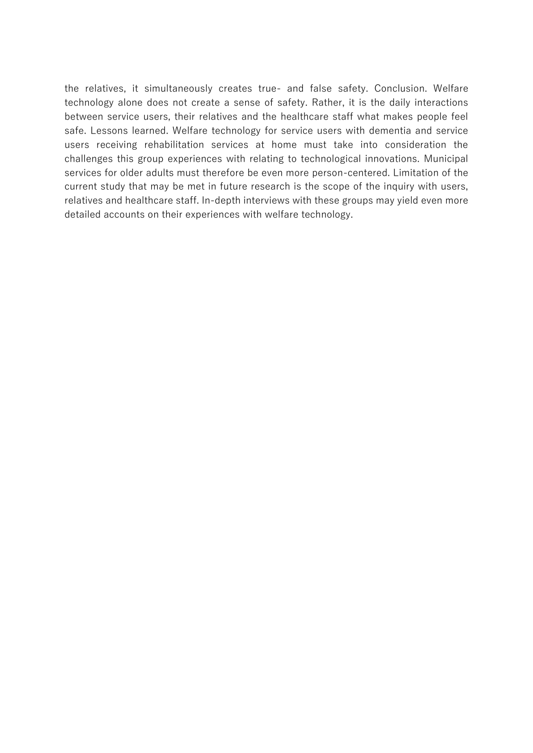the relatives, it simultaneously creates true- and false safety. Conclusion. Welfare technology alone does not create a sense of safety. Rather, it is the daily interactions between service users, their relatives and the healthcare staff what makes people feel safe. Lessons learned. Welfare technology for service users with dementia and service users receiving rehabilitation services at home must take into consideration the challenges this group experiences with relating to technological innovations. Municipal services for older adults must therefore be even more person-centered. Limitation of the current study that may be met in future research is the scope of the inquiry with users, relatives and healthcare staff. In-depth interviews with these groups may yield even more detailed accounts on their experiences with welfare technology.